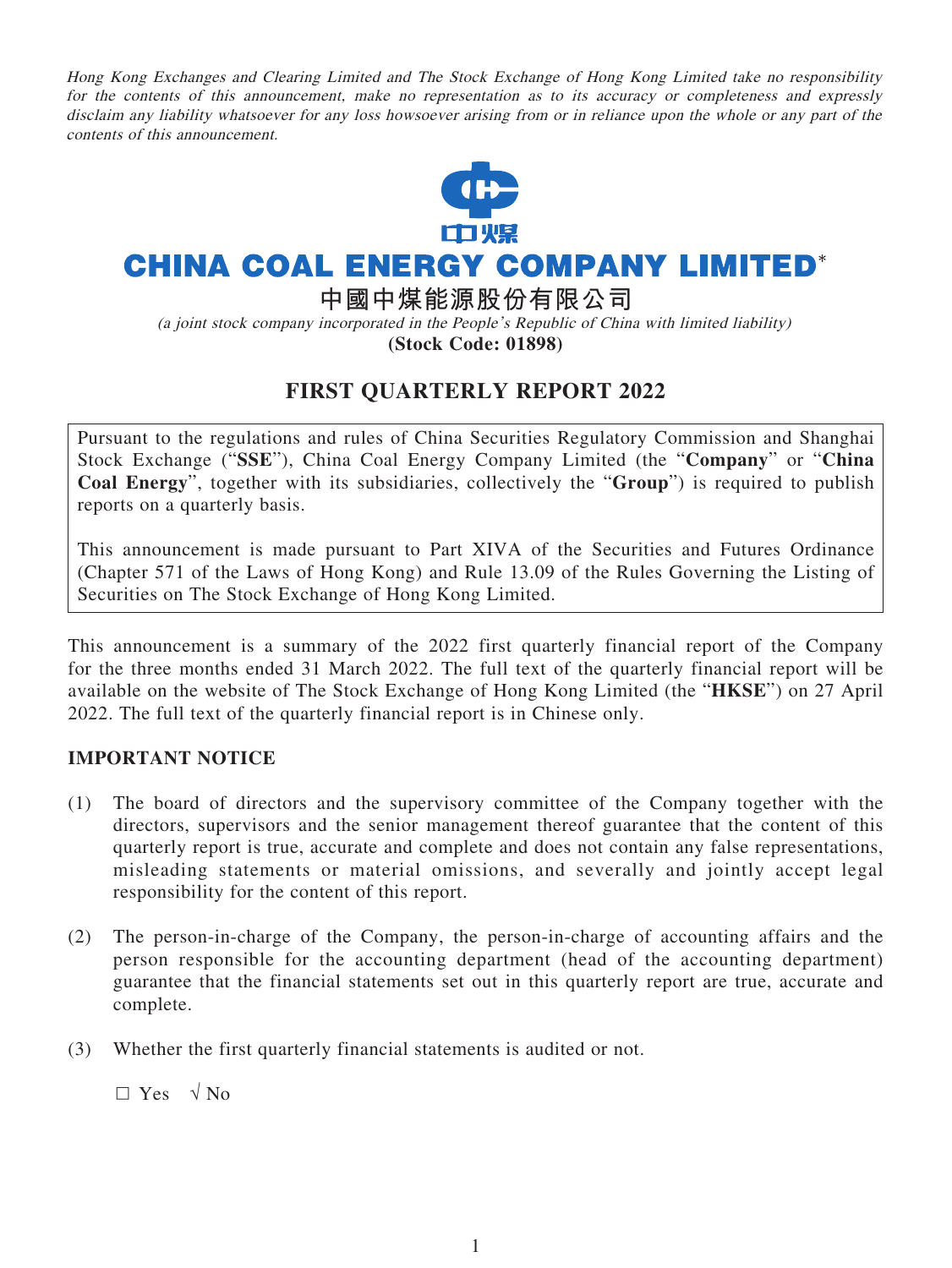*Hong Kong Exchanges and Clearing Limited and The Stock Exchange of Hong Kong Limited take no responsibility for the contents of this announcement, make no representation as to its accuracy or completeness and expressly disclaim any liability whatsoever for any loss howsoever arising from or in reliance upon the whole or any part of the contents of this announcement.*

# CHINA COAL ENERGY COMPANY LIMITED*

**中國中煤能源股份有限公司**

*(a joint stock company incorporated in the People's Republic of China with limited liability)*

**(Stock Code: 01898)**

## FIRST QUARTERLY REPORT 2022

Pursuant to the regulations and rules of China Securities Regulatory Commission and Shanghai Stock Exchange ("**SSE**"), China Coal Energy Company Limited (the "**Company**" or "**China Coal Energy**", together with its subsidiaries, collectively the "**Group**") is required to publish reports on a quarterly basis.

This announcement is made pursuant to Part XIVA of the Securities and Futures Ordinance (Chapter 571 of the Laws of Hong Kong) and Rule 13.09 of the Rules Governing the Listing of Securities on The Stock Exchange of Hong Kong Limited.

This announcement is a summary of the 2022 first quarterly financial report of the Company for the three months ended 31 March 2022. The full text of the quarterly financial report will be available on the website of The Stock Exchange of Hong Kong Limited (the "**HKSE**") on 27 April 2022. The full text of the quarterly financial report is in Chinese only.

### IMPORTANT NOTICE

(1) The board of directors and the supervisory committee of the Company together with the directors, supervisors and the senior management thereof guarantee that the content of this quarterly report is true, accurate and complete and does not contain any false representations, misleading statements or material omissions, and severally and jointly accept legal responsibility for the content of this report.

(2) The person-in-charge of the Company, the person-in-charge of accounting affairs and the person responsible for the accounting department (head of the accounting department) guarantee that the financial statements set out in this quarterly report are true, accurate and complete.

(3) Whether the first quarterly financial statements is audited or not.

□ Yes √ No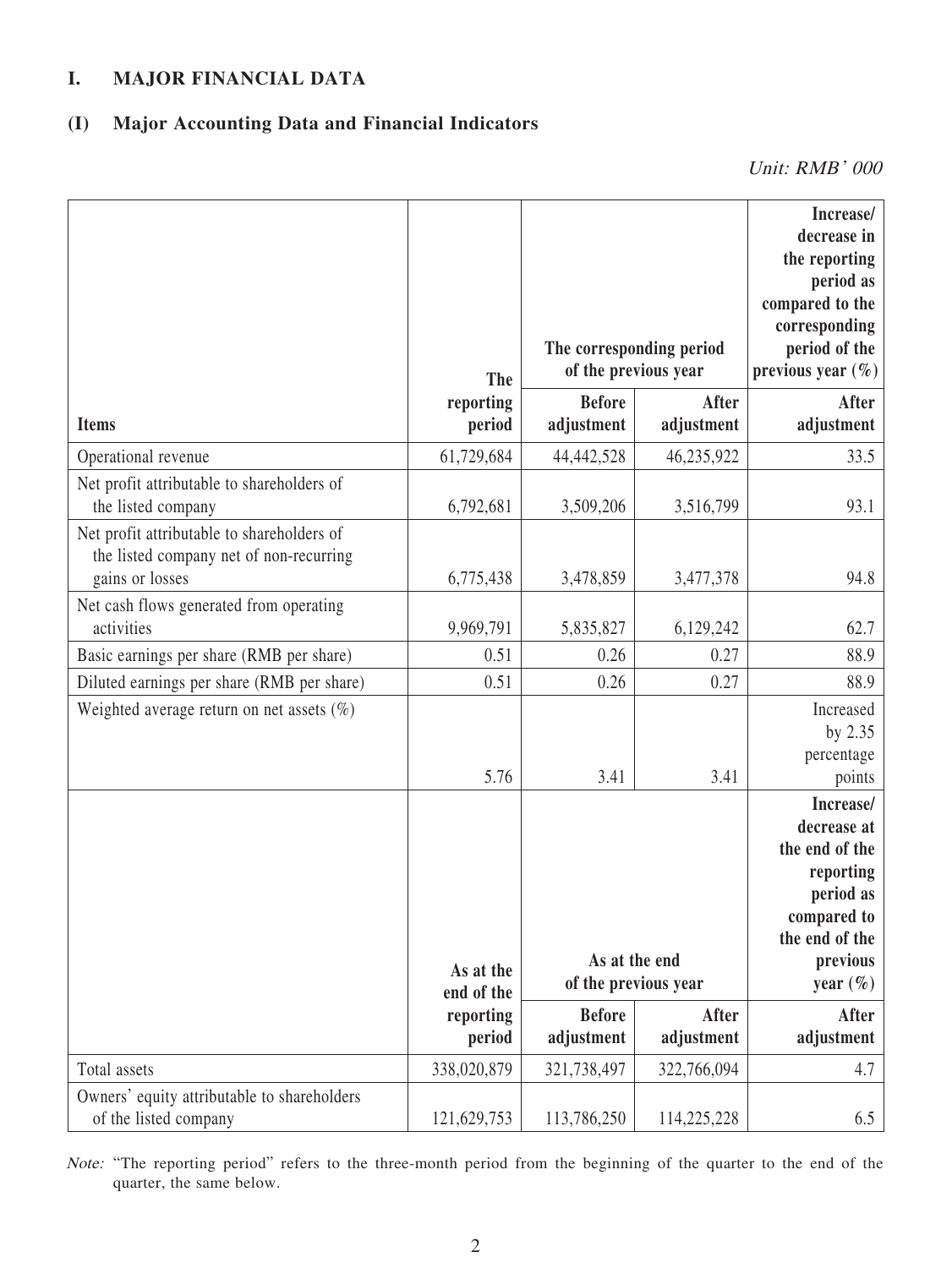# I. MAJOR FINANCIAL DATA

## (I) Major Accounting Data and Financial Indicators

*Unit: RMB' 000*

| Items | The reporting period | The corresponding period of the previous year | | Increase/decrease in the reporting period as compared to the corresponding period of the previous year (%) |
|---|---|---|---|---|
| | | Before adjustment | After adjustment | After adjustment |
| Operational revenue | 61,729,684 | 44,442,528 | 46,235,922 | 33.5 |
| Net profit attributable to shareholders of the listed company | 6,792,681 | 3,509,206 | 3,516,799 | 93.1 |
| Net profit attributable to shareholders of the listed company net of non-recurring gains or losses | 6,775,438 | 3,478,859 | 3,477,378 | 94.8 |
| Net cash flows generated from operating activities | 9,969,791 | 5,835,827 | 6,129,242 | 62.7 |
| Basic earnings per share (RMB per share) | 0.51 | 0.26 | 0.27 | 88.9 |
| Diluted earnings per share (RMB per share) | 0.51 | 0.26 | 0.27 | 88.9 |
| Weighted average return on net assets (%) | 5.76 | 3.41 | 3.41 | Increased by 2.35 percentage points |
| | **As at the end of the reporting period** | **As at the end of the previous year** | | **Increase/decrease at the end of the reporting period as compared to the end of the previous year (%)** |
| | | **Before adjustment** | **After adjustment** | **After adjustment** |
| Total assets | 338,020,879 | 321,738,497 | 322,766,094 | 4.7 |
| Owners' equity attributable to shareholders of the listed company | 121,629,753 | 113,786,250 | 114,225,228 | 6.5 |

*Note:* "The reporting period" refers to the three-month period from the beginning of the quarter to the end of the quarter, the same below.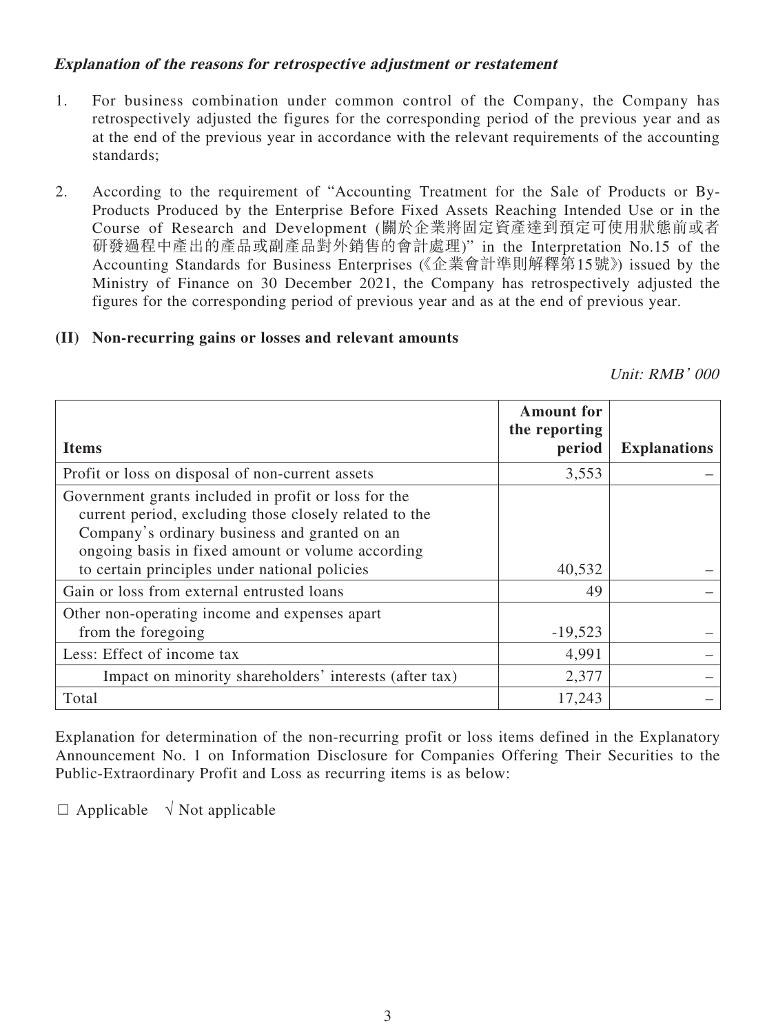***Explanation of the reasons for retrospective adjustment or restatement***

1. For business combination under common control of the Company, the Company has retrospectively adjusted the figures for the corresponding period of the previous year and as at the end of the previous year in accordance with the relevant requirements of the accounting standards;

2. According to the requirement of "Accounting Treatment for the Sale of Products or By-Products Produced by the Enterprise Before Fixed Assets Reaching Intended Use or in the Course of Research and Development (關於企業將固定資產達到預定可使用狀態前或者研發過程中產出的產品或副產品對外銷售的會計處理)" in the Interpretation No.15 of the Accounting Standards for Business Enterprises (《企業會計準則解釋第15號》) issued by the Ministry of Finance on 30 December 2021, the Company has retrospectively adjusted the figures for the corresponding period of previous year and as at the end of previous year.

### (II) Non-recurring gains or losses and relevant amounts

*Unit: RMB' 000*

| **Items** | **Amount for the reporting period** | **Explanations** |
|---|---|---|
| Profit or loss on disposal of non-current assets | 3,553 | – |
| Government grants included in profit or loss for the current period, excluding those closely related to the Company's ordinary business and granted on an ongoing basis in fixed amount or volume according to certain principles under national policies | 40,532 | – |
| Gain or loss from external entrusted loans | 49 | – |
| Other non-operating income and expenses apart from the foregoing | -19,523 | – |
| Less: Effect of income tax | 4,991 | – |
| Impact on minority shareholders' interests (after tax) | 2,377 | – |
| Total | 17,243 | – |

Explanation for determination of the non-recurring profit or loss items defined in the Explanatory Announcement No. 1 on Information Disclosure for Companies Offering Their Securities to the Public-Extraordinary Profit and Loss as recurring items is as below:

□ Applicable √ Not applicable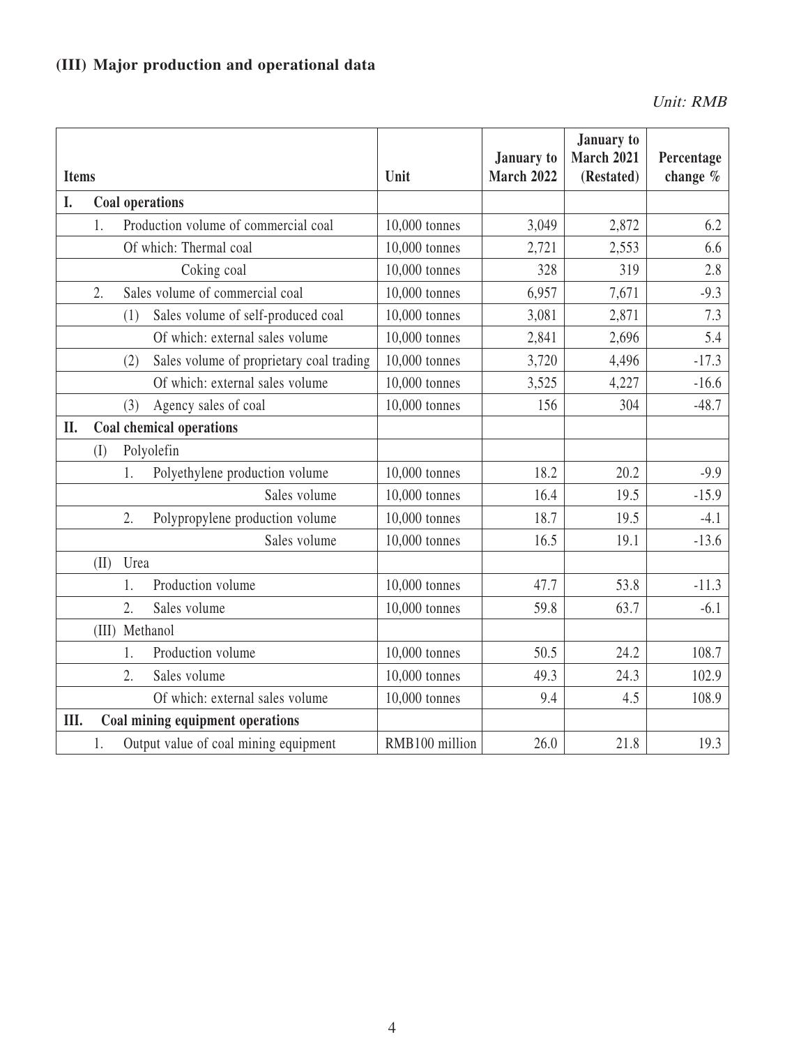### (III) Major production and operational data

*Unit: RMB*

| Items | Unit | January to March 2022 | January to March 2021 (Restated) | Percentage change % |
|---|---|---|---|---|
| **I. Coal operations** | | | | |
| 1. Production volume of commercial coal | 10,000 tonnes | 3,049 | 2,872 | 6.2 |
| Of which: Thermal coal | 10,000 tonnes | 2,721 | 2,553 | 6.6 |
| Coking coal | 10,000 tonnes | 328 | 319 | 2.8 |
| 2. Sales volume of commercial coal | 10,000 tonnes | 6,957 | 7,671 | -9.3 |
| (1) Sales volume of self-produced coal | 10,000 tonnes | 3,081 | 2,871 | 7.3 |
| Of which: external sales volume | 10,000 tonnes | 2,841 | 2,696 | 5.4 |
| (2) Sales volume of proprietary coal trading | 10,000 tonnes | 3,720 | 4,496 | -17.3 |
| Of which: external sales volume | 10,000 tonnes | 3,525 | 4,227 | -16.6 |
| (3) Agency sales of coal | 10,000 tonnes | 156 | 304 | -48.7 |
| **II. Coal chemical operations** | | | | |
| (I) Polyolefin | | | | |
| 1. Polyethylene production volume | 10,000 tonnes | 18.2 | 20.2 | -9.9 |
| Sales volume | 10,000 tonnes | 16.4 | 19.5 | -15.9 |
| 2. Polypropylene production volume | 10,000 tonnes | 18.7 | 19.5 | -4.1 |
| Sales volume | 10,000 tonnes | 16.5 | 19.1 | -13.6 |
| (II) Urea | | | | |
| 1. Production volume | 10,000 tonnes | 47.7 | 53.8 | -11.3 |
| 2. Sales volume | 10,000 tonnes | 59.8 | 63.7 | -6.1 |
| (III) Methanol | | | | |
| 1. Production volume | 10,000 tonnes | 50.5 | 24.2 | 108.7 |
| 2. Sales volume | 10,000 tonnes | 49.3 | 24.3 | 102.9 |
| Of which: external sales volume | 10,000 tonnes | 9.4 | 4.5 | 108.9 |
| **III. Coal mining equipment operations** | | | | |
| 1. Output value of coal mining equipment | RMB100 million | 26.0 | 21.8 | 19.3 |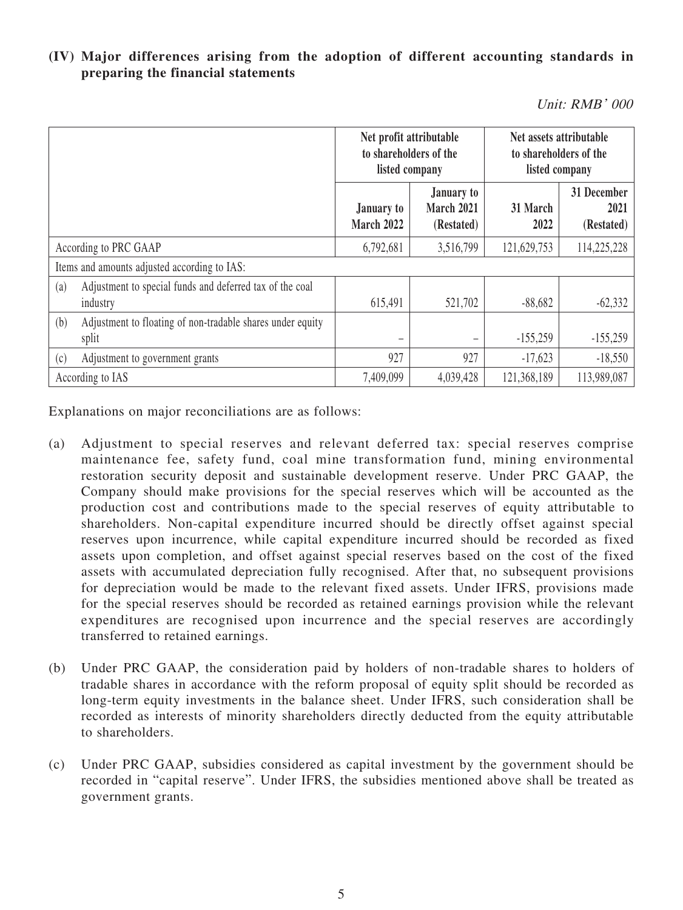### (IV) Major differences arising from the adoption of different accounting standards in preparing the financial statements

*Unit: RMB' 000*

| | Net profit attributable to shareholders of the listed company | | Net assets attributable to shareholders of the listed company | |
|---|---|---|---|---|
| | January to March 2022 | January to March 2021 (Restated) | 31 March 2022 | 31 December 2021 (Restated) |
| According to PRC GAAP | 6,792,681 | 3,516,799 | 121,629,753 | 114,225,228 |
| Items and amounts adjusted according to IAS: | | | | |
| (a) Adjustment to special funds and deferred tax of the coal industry | 615,491 | 521,702 | -88,682 | -62,332 |
| (b) Adjustment to floating of non-tradable shares under equity split | – | – | -155,259 | -155,259 |
| (c) Adjustment to government grants | 927 | 927 | -17,623 | -18,550 |
| According to IAS | 7,409,099 | 4,039,428 | 121,368,189 | 113,989,087 |

Explanations on major reconciliations are as follows:

(a) Adjustment to special reserves and relevant deferred tax: special reserves comprise maintenance fee, safety fund, coal mine transformation fund, mining environmental restoration security deposit and sustainable development reserve. Under PRC GAAP, the Company should make provisions for the special reserves which will be accounted as the production cost and contributions made to the special reserves of equity attributable to shareholders. Non-capital expenditure incurred should be directly offset against special reserves upon incurrence, while capital expenditure incurred should be recorded as fixed assets upon completion, and offset against special reserves based on the cost of the fixed assets with accumulated depreciation fully recognised. After that, no subsequent provisions for depreciation would be made to the relevant fixed assets. Under IFRS, provisions made for the special reserves should be recorded as retained earnings provision while the relevant expenditures are recognised upon incurrence and the special reserves are accordingly transferred to retained earnings.

(b) Under PRC GAAP, the consideration paid by holders of non-tradable shares to holders of tradable shares in accordance with the reform proposal of equity split should be recorded as long-term equity investments in the balance sheet. Under IFRS, such consideration shall be recorded as interests of minority shareholders directly deducted from the equity attributable to shareholders.

(c) Under PRC GAAP, subsidies considered as capital investment by the government should be recorded in "capital reserve". Under IFRS, the subsidies mentioned above shall be treated as government grants.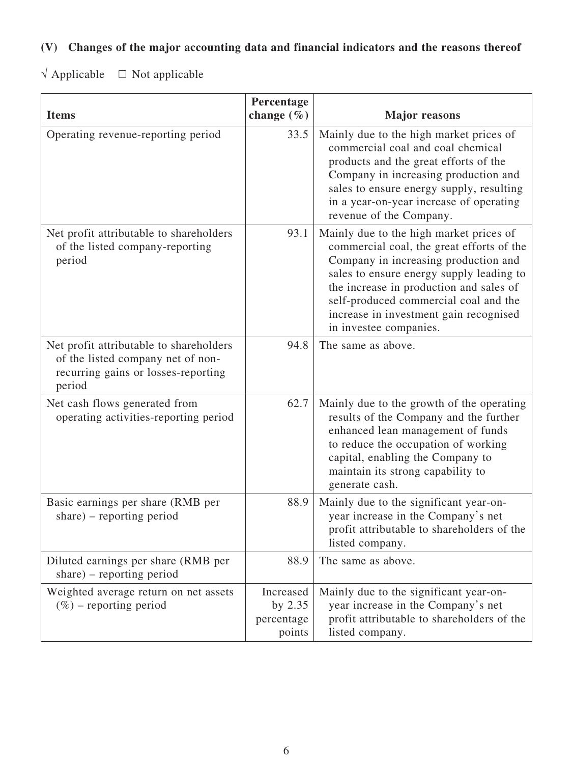### (V) Changes of the major accounting data and financial indicators and the reasons thereof

√ Applicable □ Not applicable

| Items | Percentage change (%) | Major reasons |
|---|---|---|
| Operating revenue-reporting period | 33.5 | Mainly due to the high market prices of commercial coal and coal chemical products and the great efforts of the Company in increasing production and sales to ensure energy supply, resulting in a year-on-year increase of operating revenue of the Company. |
| Net profit attributable to shareholders of the listed company-reporting period | 93.1 | Mainly due to the high market prices of commercial coal, the great efforts of the Company in increasing production and sales to ensure energy supply leading to the increase in production and sales of self-produced commercial coal and the increase in investment gain recognised in investee companies. |
| Net profit attributable to shareholders of the listed company net of non-recurring gains or losses-reporting period | 94.8 | The same as above. |
| Net cash flows generated from operating activities-reporting period | 62.7 | Mainly due to the growth of the operating results of the Company and the further enhanced lean management of funds to reduce the occupation of working capital, enabling the Company to maintain its strong capability to generate cash. |
| Basic earnings per share (RMB per share) – reporting period | 88.9 | Mainly due to the significant year-on-year increase in the Company's net profit attributable to shareholders of the listed company. |
| Diluted earnings per share (RMB per share) – reporting period | 88.9 | The same as above. |
| Weighted average return on net assets (%) – reporting period | Increased by 2.35 percentage points | Mainly due to the significant year-on-year increase in the Company's net profit attributable to shareholders of the listed company. |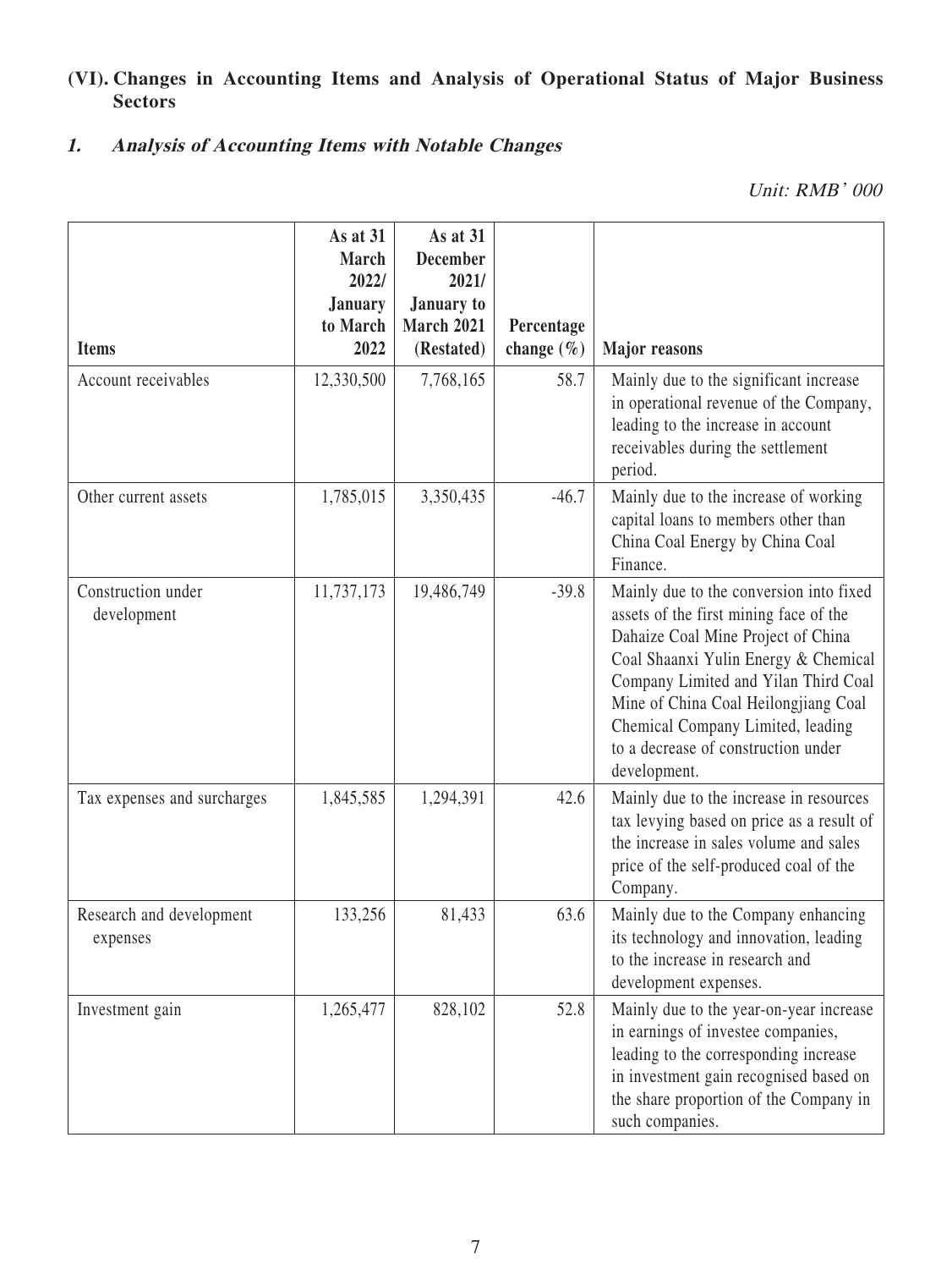## (VI). Changes in Accounting Items and Analysis of Operational Status of Major Business Sectors

### *1. Analysis of Accounting Items with Notable Changes*

*Unit: RMB' 000*

| Items | As at 31 March 2022/ January to March 2022 | As at 31 December 2021/ January to March 2021 (Restated) | Percentage change (%) | Major reasons |
|---|---|---|---|---|
| Account receivables | 12,330,500 | 7,768,165 | 58.7 | Mainly due to the significant increase in operational revenue of the Company, leading to the increase in account receivables during the settlement period. |
| Other current assets | 1,785,015 | 3,350,435 | -46.7 | Mainly due to the increase of working capital loans to members other than China Coal Energy by China Coal Finance. |
| Construction under development | 11,737,173 | 19,486,749 | -39.8 | Mainly due to the conversion into fixed assets of the first mining face of the Dahaize Coal Mine Project of China Coal Shaanxi Yulin Energy & Chemical Company Limited and Yilan Third Coal Mine of China Coal Heilongjiang Coal Chemical Company Limited, leading to a decrease of construction under development. |
| Tax expenses and surcharges | 1,845,585 | 1,294,391 | 42.6 | Mainly due to the increase in resources tax levying based on price as a result of the increase in sales volume and sales price of the self-produced coal of the Company. |
| Research and development expenses | 133,256 | 81,433 | 63.6 | Mainly due to the Company enhancing its technology and innovation, leading to the increase in research and development expenses. |
| Investment gain | 1,265,477 | 828,102 | 52.8 | Mainly due to the year-on-year increase in earnings of investee companies, leading to the corresponding increase in investment gain recognised based on the share proportion of the Company in such companies. |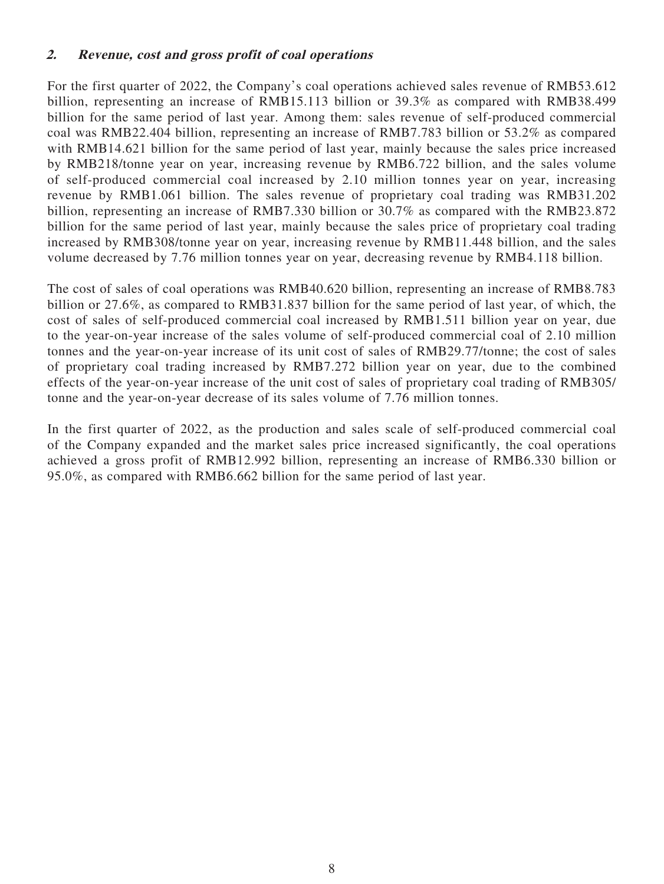### *2. Revenue, cost and gross profit of coal operations*

For the first quarter of 2022, the Company's coal operations achieved sales revenue of RMB53.612 billion, representing an increase of RMB15.113 billion or 39.3% as compared with RMB38.499 billion for the same period of last year. Among them: sales revenue of self-produced commercial coal was RMB22.404 billion, representing an increase of RMB7.783 billion or 53.2% as compared with RMB14.621 billion for the same period of last year, mainly because the sales price increased by RMB218/tonne year on year, increasing revenue by RMB6.722 billion, and the sales volume of self-produced commercial coal increased by 2.10 million tonnes year on year, increasing revenue by RMB1.061 billion. The sales revenue of proprietary coal trading was RMB31.202 billion, representing an increase of RMB7.330 billion or 30.7% as compared with the RMB23.872 billion for the same period of last year, mainly because the sales price of proprietary coal trading increased by RMB308/tonne year on year, increasing revenue by RMB11.448 billion, and the sales volume decreased by 7.76 million tonnes year on year, decreasing revenue by RMB4.118 billion.

The cost of sales of coal operations was RMB40.620 billion, representing an increase of RMB8.783 billion or 27.6%, as compared to RMB31.837 billion for the same period of last year, of which, the cost of sales of self-produced commercial coal increased by RMB1.511 billion year on year, due to the year-on-year increase of the sales volume of self-produced commercial coal of 2.10 million tonnes and the year-on-year increase of its unit cost of sales of RMB29.77/tonne; the cost of sales of proprietary coal trading increased by RMB7.272 billion year on year, due to the combined effects of the year-on-year increase of the unit cost of sales of proprietary coal trading of RMB305/tonne and the year-on-year decrease of its sales volume of 7.76 million tonnes.

In the first quarter of 2022, as the production and sales scale of self-produced commercial coal of the Company expanded and the market sales price increased significantly, the coal operations achieved a gross profit of RMB12.992 billion, representing an increase of RMB6.330 billion or 95.0%, as compared with RMB6.662 billion for the same period of last year.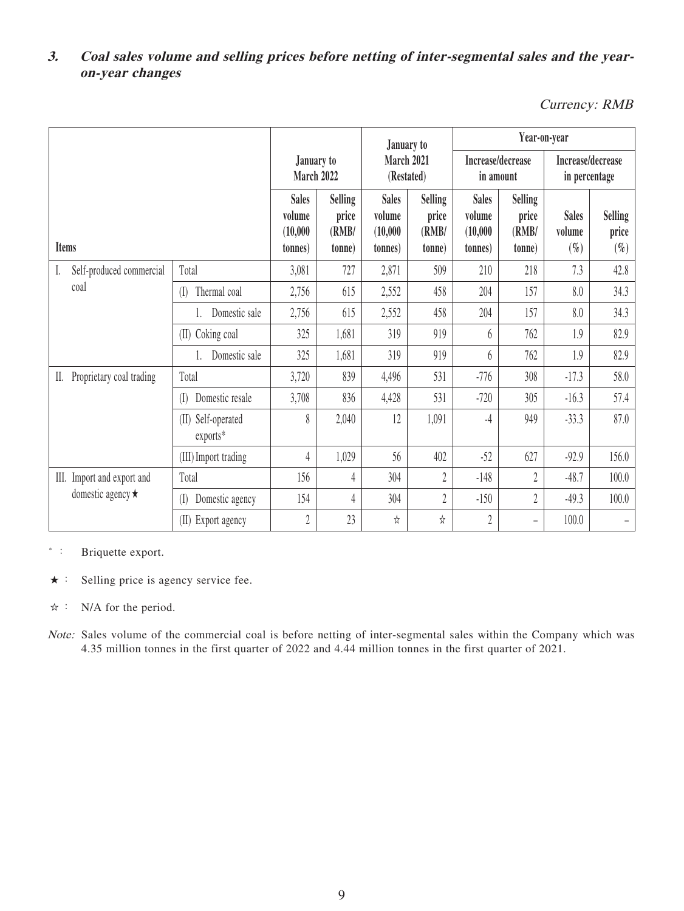### 3. *Coal sales volume and selling prices before netting of inter-segmental sales and the year-on-year changes*

*Currency: RMB*

| Items | | January to March 2022 | | January to March 2021 (Restated) | | Year-on-year | | | |
|---|---|---|---|---|---|---|---|---|---|
| | | | | | | Increase/decrease in amount | | Increase/decrease in percentage | |
| | | Sales volume (10,000 tonnes) | Selling price (RMB/ tonne) | Sales volume (10,000 tonnes) | Selling price (RMB/ tonne) | Sales volume (10,000 tonnes) | Selling price (RMB/ tonne) | Sales volume (%) | Selling price (%) |
| I. Self-produced commercial coal | Total | 3,081 | 727 | 2,871 | 509 | 210 | 218 | 7.3 | 42.8 |
| | (I) Thermal coal | 2,756 | 615 | 2,552 | 458 | 204 | 157 | 8.0 | 34.3 |
| | 1. Domestic sale | 2,756 | 615 | 2,552 | 458 | 204 | 157 | 8.0 | 34.3 |
| | (II) Coking coal | 325 | 1,681 | 319 | 919 | 6 | 762 | 1.9 | 82.9 |
| | 1. Domestic sale | 325 | 1,681 | 319 | 919 | 6 | 762 | 1.9 | 82.9 |
| II. Proprietary coal trading | Total | 3,720 | 839 | 4,496 | 531 | -776 | 308 | -17.3 | 58.0 |
| | (I) Domestic resale | 3,708 | 836 | 4,428 | 531 | -720 | 305 | -16.3 | 57.4 |
| | (II) Self-operated exports* | 8 | 2,040 | 12 | 1,091 | -4 | 949 | -33.3 | 87.0 |
| | (III) Import trading | 4 | 1,029 | 56 | 402 | -52 | 627 | -92.9 | 156.0 |
| III. Import and export and domestic agency★ | Total | 156 | 4 | 304 | 2 | -148 | 2 | -48.7 | 100.0 |
| | (I) Domestic agency | 154 | 4 | 304 | 2 | -150 | 2 | -49.3 | 100.0 |
| | (II) Export agency | 2 | 23 | ☆ | ☆ | 2 | – | 100.0 | – |

\* : Briquette export.

★ : Selling price is agency service fee.

☆ : N/A for the period.

*Note:* Sales volume of the commercial coal is before netting of inter-segmental sales within the Company which was 4.35 million tonnes in the first quarter of 2022 and 4.44 million tonnes in the first quarter of 2021.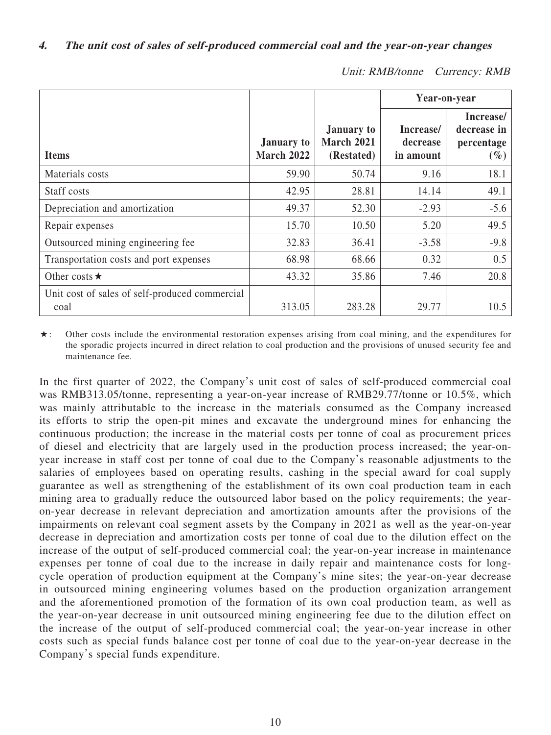#### 4. *The unit cost of sales of self-produced commercial coal and the year-on-year changes*

*Unit: RMB/tonne Currency: RMB*

| Items | January to March 2022 | January to March 2021 (Restated) | Year-on-year | |
|---|---|---|---|---|
| | | | Increase/ decrease in amount | Increase/ decrease in percentage (%) |
| Materials costs | 59.90 | 50.74 | 9.16 | 18.1 |
| Staff costs | 42.95 | 28.81 | 14.14 | 49.1 |
| Depreciation and amortization | 49.37 | 52.30 | -2.93 | -5.6 |
| Repair expenses | 15.70 | 10.50 | 5.20 | 49.5 |
| Outsourced mining engineering fee | 32.83 | 36.41 | -3.58 | -9.8 |
| Transportation costs and port expenses | 68.98 | 68.66 | 0.32 | 0.5 |
| Other costs★ | 43.32 | 35.86 | 7.46 | 20.8 |
| Unit cost of sales of self-produced commercial coal | 313.05 | 283.28 | 29.77 | 10.5 |

★: Other costs include the environmental restoration expenses arising from coal mining, and the expenditures for the sporadic projects incurred in direct relation to coal production and the provisions of unused security fee and maintenance fee.

In the first quarter of 2022, the Company's unit cost of sales of self-produced commercial coal was RMB313.05/tonne, representing a year-on-year increase of RMB29.77/tonne or 10.5%, which was mainly attributable to the increase in the materials consumed as the Company increased its efforts to strip the open-pit mines and excavate the underground mines for enhancing the continuous production; the increase in the material costs per tonne of coal as procurement prices of diesel and electricity that are largely used in the production process increased; the year-on-year increase in staff cost per tonne of coal due to the Company's reasonable adjustments to the salaries of employees based on operating results, cashing in the special award for coal supply guarantee as well as strengthening of the establishment of its own coal production team in each mining area to gradually reduce the outsourced labor based on the policy requirements; the year-on-year decrease in relevant depreciation and amortization amounts after the provisions of the impairments on relevant coal segment assets by the Company in 2021 as well as the year-on-year decrease in depreciation and amortization costs per tonne of coal due to the dilution effect on the increase of the output of self-produced commercial coal; the year-on-year increase in maintenance expenses per tonne of coal due to the increase in daily repair and maintenance costs for long-cycle operation of production equipment at the Company's mine sites; the year-on-year decrease in outsourced mining engineering volumes based on the production organization arrangement and the aforementioned promotion of the formation of its own coal production team, as well as the year-on-year decrease in unit outsourced mining engineering fee due to the dilution effect on the increase of the output of self-produced commercial coal; the year-on-year increase in other costs such as special funds balance cost per tonne of coal due to the year-on-year decrease in the Company's special funds expenditure.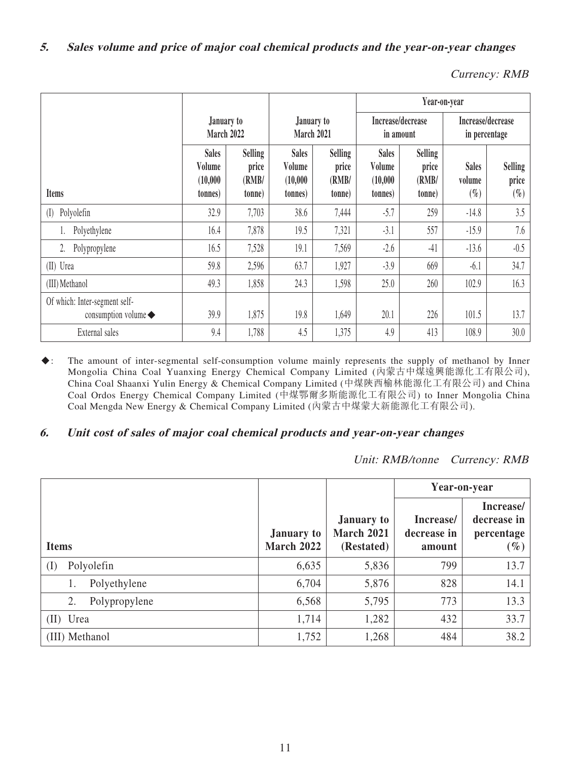### *5. Sales volume and price of major coal chemical products and the year-on-year changes*

*Currency: RMB*

| Items | January to March 2022 | | January to March 2021 | | Year-on-year | | | |
|---|---|---|---|---|---|---|---|---|
| | | | | | Increase/decrease in amount | | Increase/decrease in percentage | |
| | Sales Volume (10,000 tonnes) | Selling price (RMB/ tonne) | Sales Volume (10,000 tonnes) | Selling price (RMB/ tonne) | Sales Volume (10,000 tonnes) | Selling price (RMB/ tonne) | Sales volume (%) | Selling price (%) |
| (I) Polyolefin | 32.9 | 7,703 | 38.6 | 7,444 | -5.7 | 259 | -14.8 | 3.5 |
| 1. Polyethylene | 16.4 | 7,878 | 19.5 | 7,321 | -3.1 | 557 | -15.9 | 7.6 |
| 2. Polypropylene | 16.5 | 7,528 | 19.1 | 7,569 | -2.6 | -41 | -13.6 | -0.5 |
| (II) Urea | 59.8 | 2,596 | 63.7 | 1,927 | -3.9 | 669 | -6.1 | 34.7 |
| (III) Methanol | 49.3 | 1,858 | 24.3 | 1,598 | 25.0 | 260 | 102.9 | 16.3 |
| Of which: Inter-segment self-consumption volume◆ | 39.9 | 1,875 | 19.8 | 1,649 | 20.1 | 226 | 101.5 | 13.7 |
| External sales | 9.4 | 1,788 | 4.5 | 1,375 | 4.9 | 413 | 108.9 | 30.0 |

◆: The amount of inter-segmental self-consumption volume mainly represents the supply of methanol by Inner Mongolia China Coal Yuanxing Energy Chemical Company Limited (內蒙古中煤遠興能源化工有限公司), China Coal Shaanxi Yulin Energy & Chemical Company Limited (中煤陝西榆林能源化工有限公司) and China Coal Ordos Energy Chemical Company Limited (中煤鄂爾多斯能源化工有限公司) to Inner Mongolia China Coal Mengda New Energy & Chemical Company Limited (內蒙古中煤蒙大新能源化工有限公司).

### *6. Unit cost of sales of major coal chemical products and year-on-year changes*

*Unit: RMB/tonne Currency: RMB*

| Items | January to March 2022 | January to March 2021 (Restated) | Year-on-year | |
|---|---|---|---|---|
| | | | Increase/ decrease in amount | Increase/ decrease in percentage (%) |
| (I) Polyolefin | 6,635 | 5,836 | 799 | 13.7 |
| 1. Polyethylene | 6,704 | 5,876 | 828 | 14.1 |
| 2. Polypropylene | 6,568 | 5,795 | 773 | 13.3 |
| (II) Urea | 1,714 | 1,282 | 432 | 33.7 |
| (III) Methanol | 1,752 | 1,268 | 484 | 38.2 |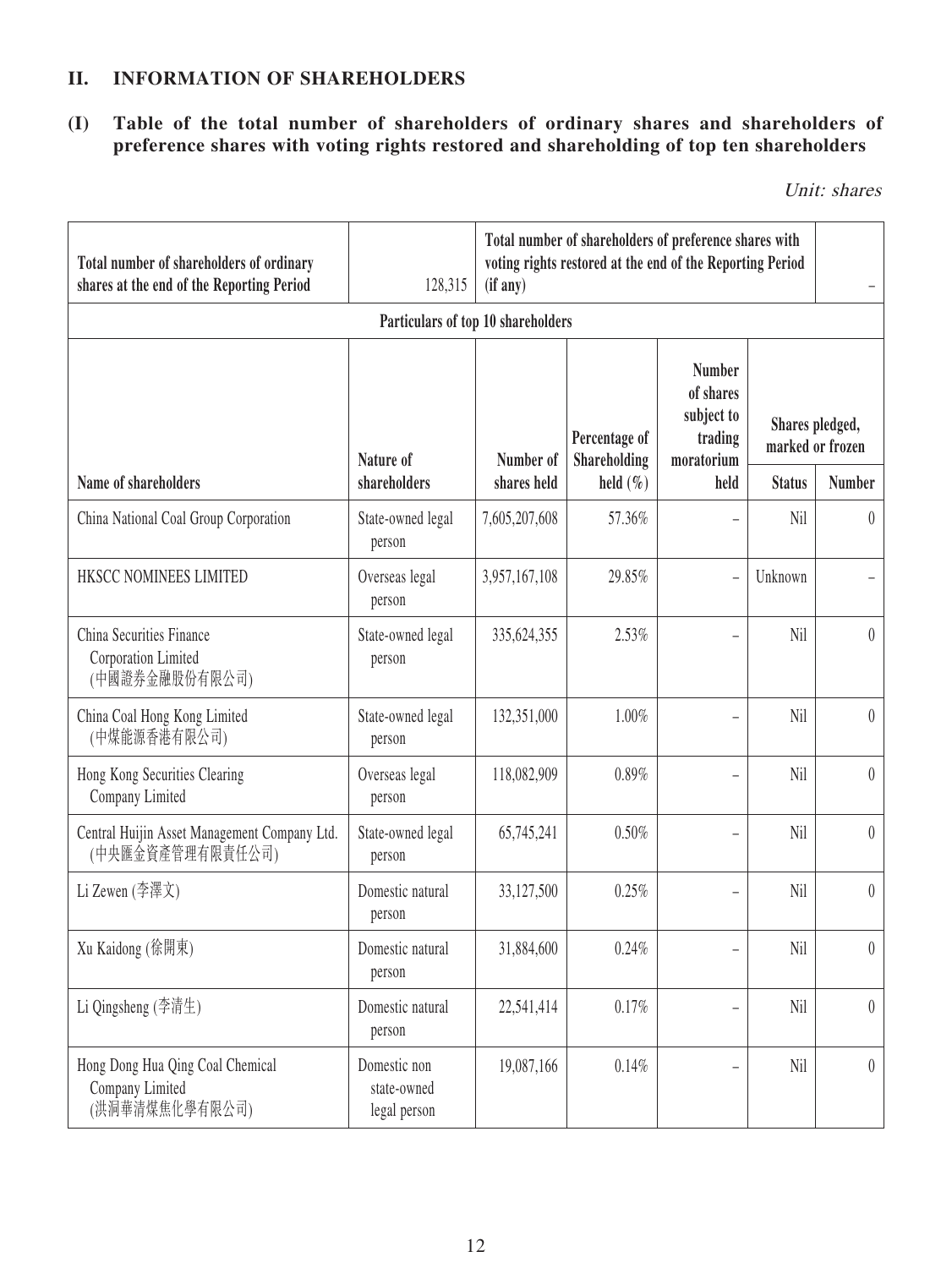## II. INFORMATION OF SHAREHOLDERS

### (I) Table of the total number of shareholders of ordinary shares and shareholders of preference shares with voting rights restored and shareholding of top ten shareholders

*Unit: shares*

| Total number of shareholders of ordinary shares at the end of the Reporting Period | 128,315 | Total number of shareholders of preference shares with voting rights restored at the end of the Reporting Period (if any) | | | | – |
|---|---|---|---|---|---|---|
| **Particulars of top 10 shareholders** | | | | | | |
| **Name of shareholders** | **Nature of shareholders** | **Number of shares held** | **Percentage of Shareholding held (%)** | **Number of shares subject to trading moratorium held** | **Shares pledged, marked or frozen** | |
| | | | | | **Status** | **Number** |
| China National Coal Group Corporation | State-owned legal person | 7,605,207,608 | 57.36% | – | Nil | 0 |
| HKSCC NOMINEES LIMITED | Overseas legal person | 3,957,167,108 | 29.85% | – | Unknown | – |
| China Securities Finance Corporation Limited (中國證券金融股份有限公司) | State-owned legal person | 335,624,355 | 2.53% | – | Nil | 0 |
| China Coal Hong Kong Limited (中煤能源香港有限公司) | State-owned legal person | 132,351,000 | 1.00% | – | Nil | 0 |
| Hong Kong Securities Clearing Company Limited | Overseas legal person | 118,082,909 | 0.89% | – | Nil | 0 |
| Central Huijin Asset Management Company Ltd. (中央匯金資產管理有限責任公司) | State-owned legal person | 65,745,241 | 0.50% | – | Nil | 0 |
| Li Zewen (李澤文) | Domestic natural person | 33,127,500 | 0.25% | – | Nil | 0 |
| Xu Kaidong (徐開東) | Domestic natural person | 31,884,600 | 0.24% | – | Nil | 0 |
| Li Qingsheng (李清生) | Domestic natural person | 22,541,414 | 0.17% | – | Nil | 0 |
| Hong Dong Hua Qing Coal Chemical Company Limited (洪洞華清煤焦化學有限公司) | Domestic non state-owned legal person | 19,087,166 | 0.14% | – | Nil | 0 |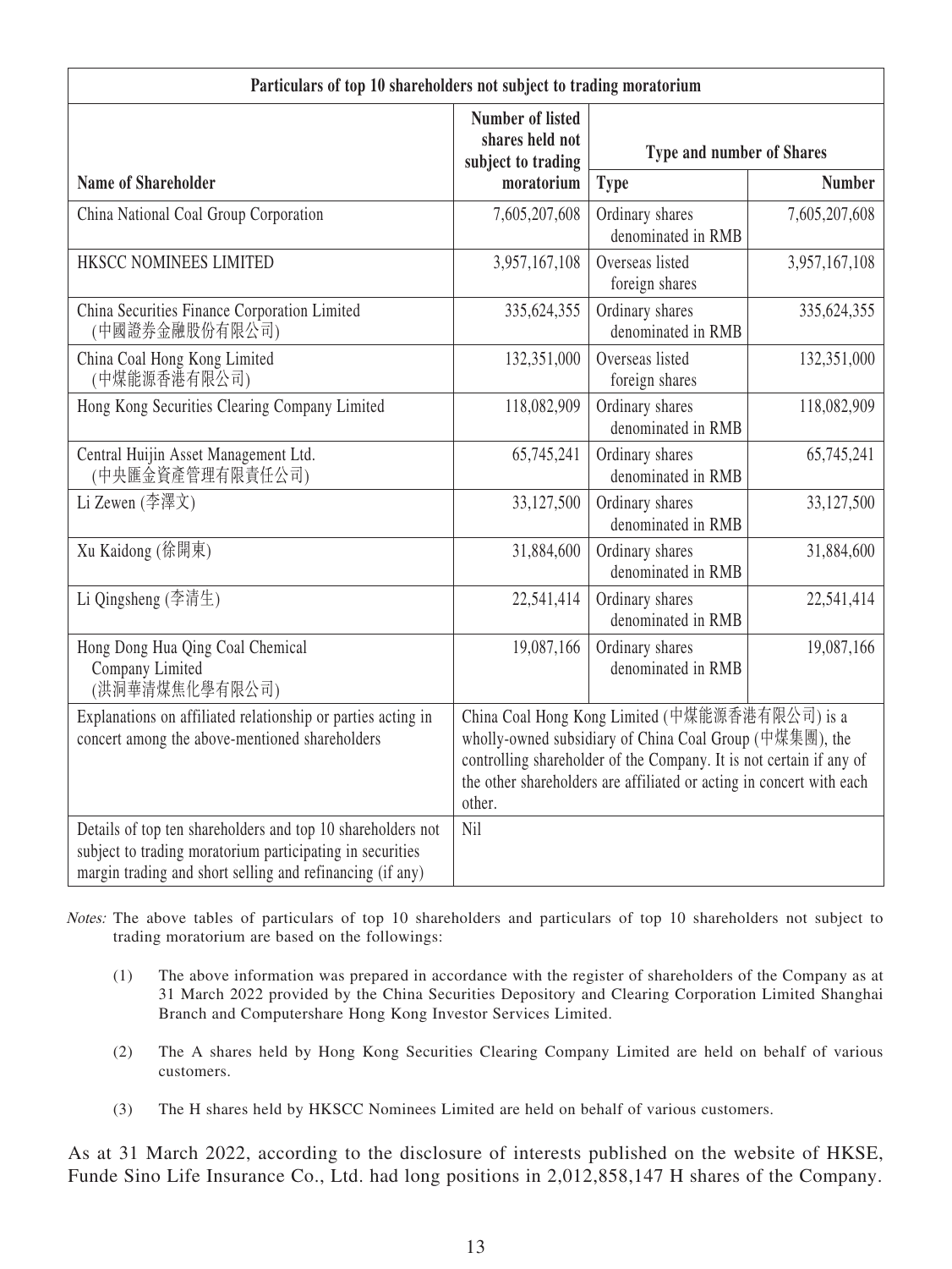| Particulars of top 10 shareholders not subject to trading moratorium | | | |
|---|---|---|---|
| Name of Shareholder | Number of listed shares held not subject to trading moratorium | Type and number of Shares | |
| | | Type | Number |
| China National Coal Group Corporation | 7,605,207,608 | Ordinary shares denominated in RMB | 7,605,207,608 |
| HKSCC NOMINEES LIMITED | 3,957,167,108 | Overseas listed foreign shares | 3,957,167,108 |
| China Securities Finance Corporation Limited (中國證券金融股份有限公司) | 335,624,355 | Ordinary shares denominated in RMB | 335,624,355 |
| China Coal Hong Kong Limited (中煤能源香港有限公司) | 132,351,000 | Overseas listed foreign shares | 132,351,000 |
| Hong Kong Securities Clearing Company Limited | 118,082,909 | Ordinary shares denominated in RMB | 118,082,909 |
| Central Huijin Asset Management Ltd. (中央匯金資產管理有限責任公司) | 65,745,241 | Ordinary shares denominated in RMB | 65,745,241 |
| Li Zewen (李澤文) | 33,127,500 | Ordinary shares denominated in RMB | 33,127,500 |
| Xu Kaidong (徐開東) | 31,884,600 | Ordinary shares denominated in RMB | 31,884,600 |
| Li Qingsheng (李清生) | 22,541,414 | Ordinary shares denominated in RMB | 22,541,414 |
| Hong Dong Hua Qing Coal Chemical Company Limited (洪洞華清煤焦化學有限公司) | 19,087,166 | Ordinary shares denominated in RMB | 19,087,166 |
| Explanations on affiliated relationship or parties acting in concert among the above-mentioned shareholders | China Coal Hong Kong Limited (中煤能源香港有限公司) is a wholly-owned subsidiary of China Coal Group (中煤集團), the controlling shareholder of the Company. It is not certain if any of the other shareholders are affiliated or acting in concert with each other. | | |
| Details of top ten shareholders and top 10 shareholders not subject to trading moratorium participating in securities margin trading and short selling and refinancing (if any) | Nil | | |

*Notes:* The above tables of particulars of top 10 shareholders and particulars of top 10 shareholders not subject to trading moratorium are based on the followings:

(1) The above information was prepared in accordance with the register of shareholders of the Company as at 31 March 2022 provided by the China Securities Depository and Clearing Corporation Limited Shanghai Branch and Computershare Hong Kong Investor Services Limited.

(2) The A shares held by Hong Kong Securities Clearing Company Limited are held on behalf of various customers.

(3) The H shares held by HKSCC Nominees Limited are held on behalf of various customers.

As at 31 March 2022, according to the disclosure of interests published on the website of HKSE, Funde Sino Life Insurance Co., Ltd. had long positions in 2,012,858,147 H shares of the Company.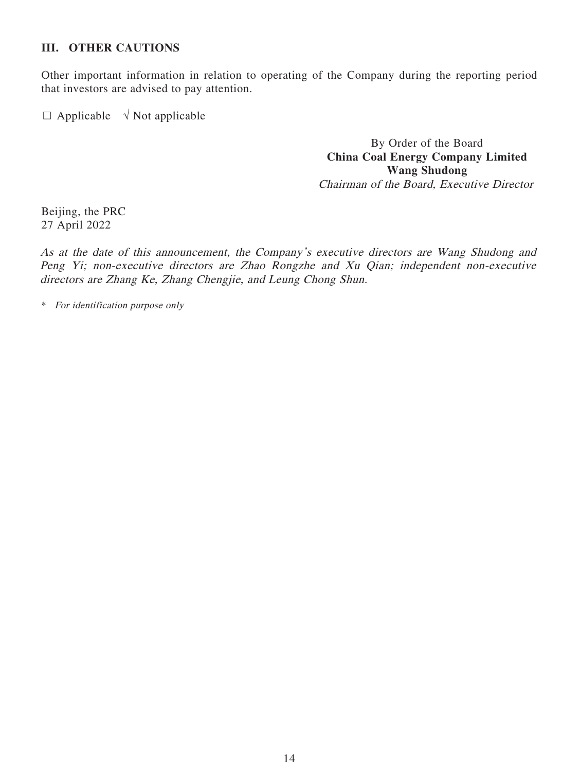## III. OTHER CAUTIONS

Other important information in relation to operating of the Company during the reporting period that investors are advised to pay attention.

□ Applicable √ Not applicable

By Order of the Board
**China Coal Energy Company Limited**
**Wang Shudong**
*Chairman of the Board, Executive Director*

Beijing, the PRC
27 April 2022

*As at the date of this announcement, the Company's executive directors are Wang Shudong and Peng Yi; non-executive directors are Zhao Rongzhe and Xu Qian; independent non-executive directors are Zhang Ke, Zhang Chengjie, and Leung Chong Shun.*

\* *For identification purpose only*